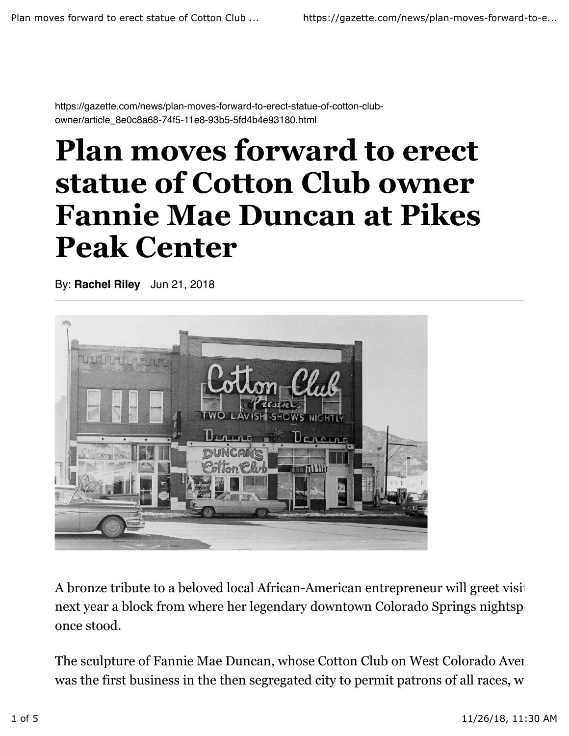https://gazette.com/news/plan-moves-forward-to-erect-statue-of-cotton-club-owner/article_8e0c8a68-74f5-11e8-93b5-5fd4b4e93180.html

# Plan moves forward to erect statue of Cotton Club owner Fannie Mae Duncan at Pikes Peak Center

By: **Rachel Riley** Jun 21, 2018

A bronze tribute to a beloved local African-American entrepreneur will greet visi next year a block from where her legendary downtown Colorado Springs nightsp once stood.

The sculpture of Fannie Mae Duncan, whose Cotton Club on West Colorado Aver was the first business in the then segregated city to permit patrons of all races, w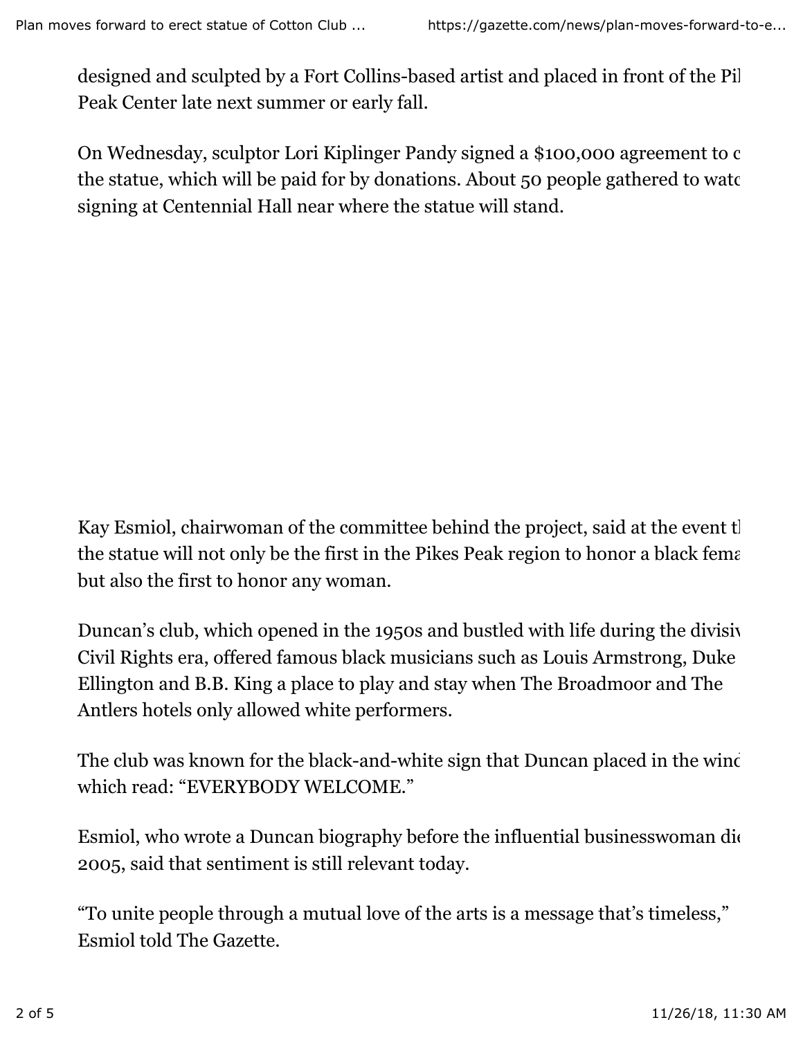designed and sculpted by a Fort Collins-based artist and placed in front of the Pil Peak Center late next summer or early fall.

On Wednesday, sculptor Lori Kiplinger Pandy signed a $100,000 agreement to c the statue, which will be paid for by donations. About 50 people gathered to watc signing at Centennial Hall near where the statue will stand.

Kay Esmiol, chairwoman of the committee behind the project, said at the event tl the statue will not only be the first in the Pikes Peak region to honor a black fema but also the first to honor any woman.

Duncan's club, which opened in the 1950s and bustled with life during the divisiv Civil Rights era, offered famous black musicians such as Louis Armstrong, Duke Ellington and B.B. King a place to play and stay when The Broadmoor and The Antlers hotels only allowed white performers.

The club was known for the black-and-white sign that Duncan placed in the wind which read: "EVERYBODY WELCOME."

Esmiol, who wrote a Duncan biography before the influential businesswoman die 2005, said that sentiment is still relevant today.

"To unite people through a mutual love of the arts is a message that's timeless," Esmiol told The Gazette.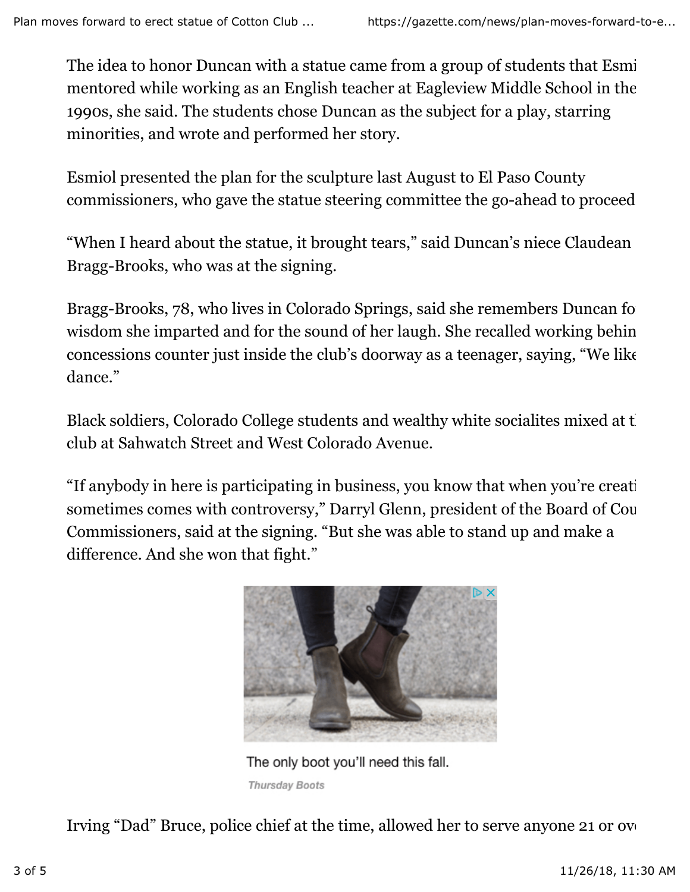The idea to honor Duncan with a statue came from a group of students that Esmi mentored while working as an English teacher at Eagleview Middle School in the 1990s, she said. The students chose Duncan as the subject for a play, starring minorities, and wrote and performed her story.

Esmiol presented the plan for the sculpture last August to El Paso County commissioners, who gave the statue steering committee the go-ahead to proceed

"When I heard about the statue, it brought tears," said Duncan's niece Claudean Bragg-Brooks, who was at the signing.

Bragg-Brooks, 78, who lives in Colorado Springs, said she remembers Duncan fo wisdom she imparted and for the sound of her laugh. She recalled working behin concessions counter just inside the club's doorway as a teenager, saying, "We like dance."

Black soldiers, Colorado College students and wealthy white socialites mixed at t club at Sahwatch Street and West Colorado Avenue.

"If anybody in here is participating in business, you know that when you're creati sometimes comes with controversy," Darryl Glenn, president of the Board of Cou Commissioners, said at the signing. "But she was able to stand up and make a difference. And she won that fight."

The only boot you'll need this fall.

*Thursday Boots*

Irving "Dad" Bruce, police chief at the time, allowed her to serve anyone 21 or ove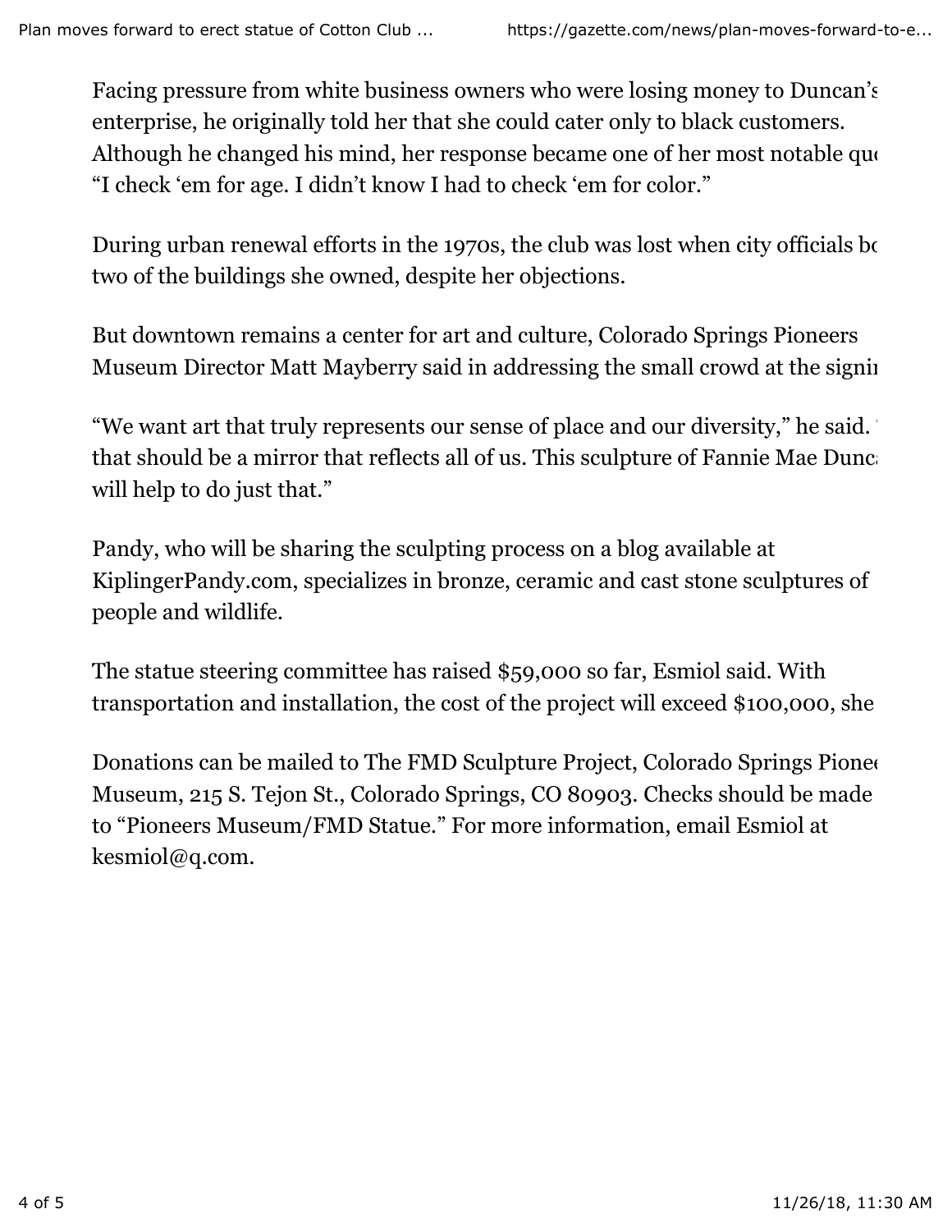Facing pressure from white business owners who were losing money to Duncan's enterprise, he originally told her that she could cater only to black customers. Although he changed his mind, her response became one of her most notable quo "I check 'em for age. I didn't know I had to check 'em for color."

During urban renewal efforts in the 1970s, the club was lost when city officials bo two of the buildings she owned, despite her objections.

But downtown remains a center for art and culture, Colorado Springs Pioneers Museum Director Matt Mayberry said in addressing the small crowd at the signi

"We want art that truly represents our sense of place and our diversity," he said. that should be a mirror that reflects all of us. This sculpture of Fannie Mae Dunc will help to do just that."

Pandy, who will be sharing the sculpting process on a blog available at KiplingerPandy.com, specializes in bronze, ceramic and cast stone sculptures of people and wildlife.

The statue steering committee has raised $59,000 so far, Esmiol said. With transportation and installation, the cost of the project will exceed $100,000, she

Donations can be mailed to The FMD Sculpture Project, Colorado Springs Pionee Museum, 215 S. Tejon St., Colorado Springs, CO 80903. Checks should be made to "Pioneers Museum/FMD Statue." For more information, email Esmiol at kesmiol@q.com.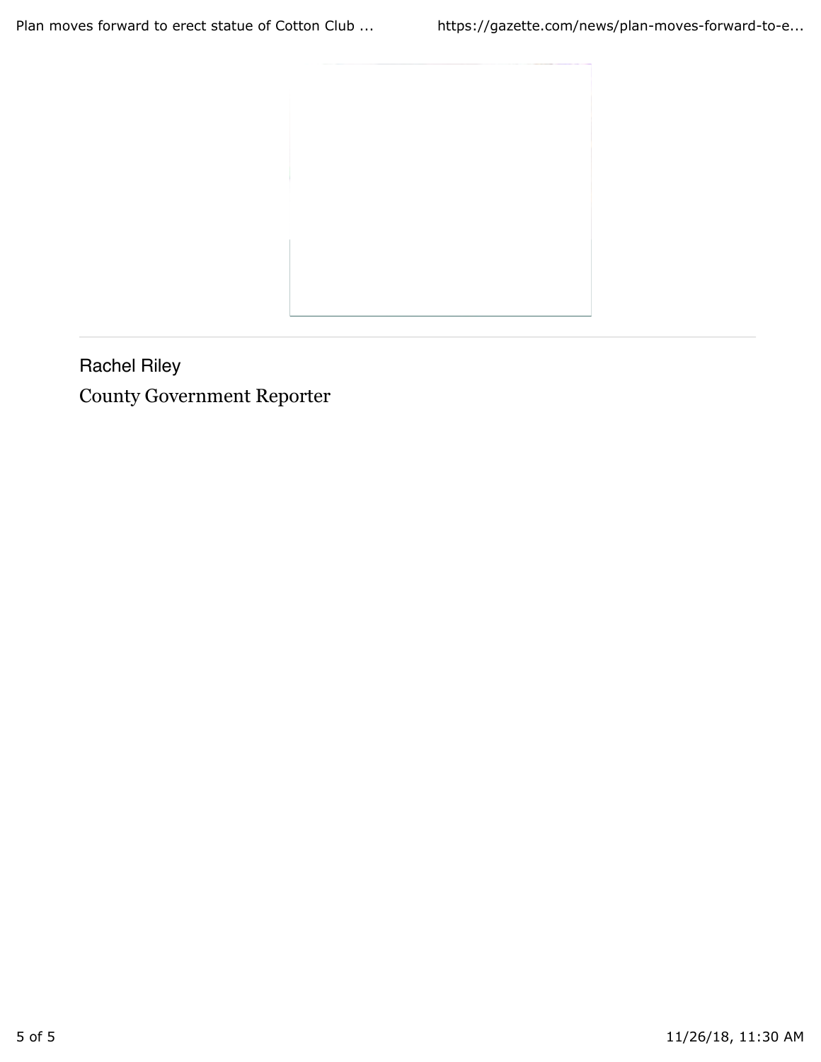Rachel Riley

County Government Reporter